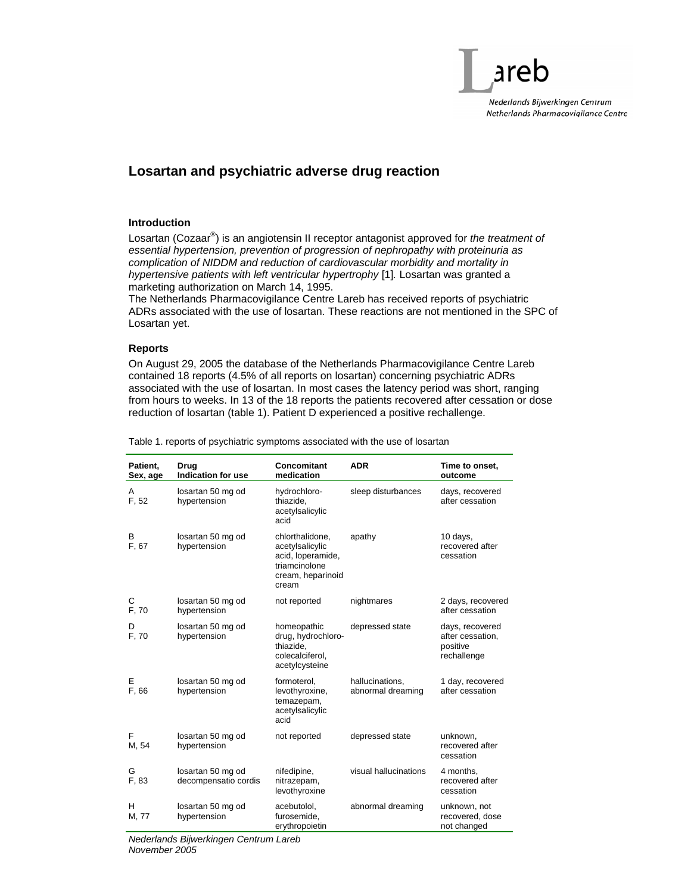# Losartan and psychiatric adverse drug reaction

### Introduction

Losartan (Cozaar®) is an angiotensin II receptor antagonist approved for *the treatment of essential hypertension, prevention of progression of nephropathy with proteinuria as complication of NIDDM and reduction of cardiovascular morbidity and mortality in hypertensive patients with left ventricular hypertrophy* [1]. Losartan was granted a marketing authorization on March 14, 1995.
The Netherlands Pharmacovigilance Centre Lareb has received reports of psychiatric ADRs associated with the use of losartan. These reactions are not mentioned in the SPC of Losartan yet.

### Reports

On August 29, 2005 the database of the Netherlands Pharmacovigilance Centre Lareb contained 18 reports (4.5% of all reports on losartan) concerning psychiatric ADRs associated with the use of losartan. In most cases the latency period was short, ranging from hours to weeks. In 13 of the 18 reports the patients recovered after cessation or dose reduction of losartan (table 1). Patient D experienced a positive rechallenge.

Table 1. reports of psychiatric symptoms associated with the use of losartan

| Patient, Sex, age | Drug Indication for use | Concomitant medication | ADR | Time to onset, outcome |
|---|---|---|---|---|
| A F, 52 | losartan 50 mg od hypertension | hydrochloro-thiazide, acetylsalicylic acid | sleep disturbances | days, recovered after cessation |
| B F, 67 | losartan 50 mg od hypertension | chlorthalidone, acetylsalicylic acid, loperamide, triamcinolone cream, heparinoid cream | apathy | 10 days, recovered after cessation |
| C F, 70 | losartan 50 mg od hypertension | not reported | nightmares | 2 days, recovered after cessation |
| D F, 70 | losartan 50 mg od hypertension | homeopathic drug, hydrochloro-thiazide, colecalciferol, acetylcysteine | depressed state | days, recovered after cessation, positive rechallenge |
| E F, 66 | losartan 50 mg od hypertension | formoterol, levothyroxine, temazepam, acetylsalicylic acid | hallucinations, abnormal dreaming | 1 day, recovered after cessation |
| F M, 54 | losartan 50 mg od hypertension | not reported | depressed state | unknown, recovered after cessation |
| G F, 83 | losartan 50 mg od decompensatio cordis | nifedipine, nitrazepam, levothyroxine | visual hallucinations | 4 months, recovered after cessation |
| H M, 77 | losartan 50 mg od hypertension | acebutolol, furosemide, erythropoietin | abnormal dreaming | unknown, not recovered, dose not changed |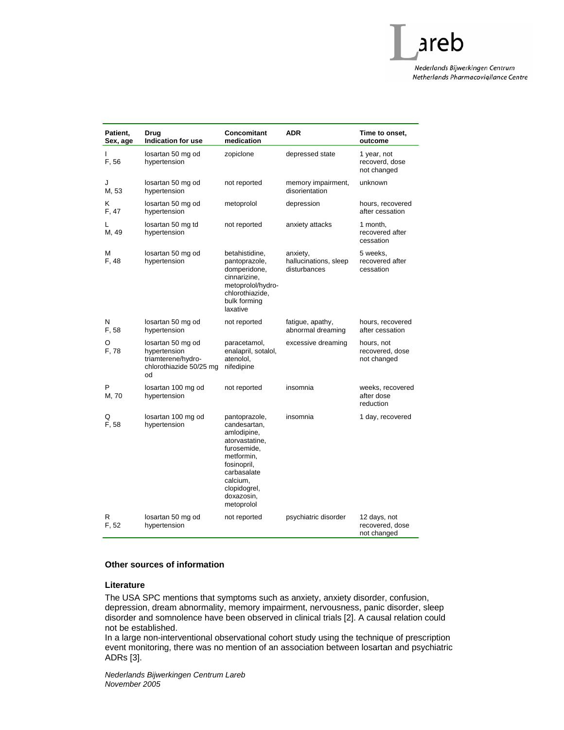| Patient, Sex, age | Drug Indication for use | Concomitant medication | ADR | Time to onset, outcome |
|---|---|---|---|---|
| I F, 56 | losartan 50 mg od hypertension | zopiclone | depressed state | 1 year, not recoverd, dose not changed |
| J M, 53 | losartan 50 mg od hypertension | not reported | memory impairment, disorientation | unknown |
| K F, 47 | losartan 50 mg od hypertension | metoprolol | depression | hours, recovered after cessation |
| L M, 49 | losartan 50 mg td hypertension | not reported | anxiety attacks | 1 month, recovered after cessation |
| M F, 48 | losartan 50 mg od hypertension | betahistidine, pantoprazole, domperidone, cinnarizine, metoprolol/hydro-chlorothiazide, bulk forming laxative | anxiety, hallucinations, sleep disturbances | 5 weeks, recovered after cessation |
| N F, 58 | losartan 50 mg od hypertension | not reported | fatigue, apathy, abnormal dreaming | hours, recovered after cessation |
| O F, 78 | losartan 50 mg od hypertension triamterene/hydro-chlorothiazide 50/25 mg od | paracetamol, enalapril, sotalol, atenolol, nifedipine | excessive dreaming | hours, not recovered, dose not changed |
| P M, 70 | losartan 100 mg od hypertension | not reported | insomnia | weeks, recovered after dose reduction |
| Q F, 58 | losartan 100 mg od hypertension | pantoprazole, candesartan, amlodipine, atorvastatine, furosemide, metformin, fosinopril, carbasalate calcium, clopidogrel, doxazosin, metoprolol | insomnia | 1 day, recovered |
| R F, 52 | losartan 50 mg od hypertension | not reported | psychiatric disorder | 12 days, not recovered, dose not changed |

**Other sources of information**

**Literature**

The USA SPC mentions that symptoms such as anxiety, anxiety disorder, confusion, depression, dream abnormality, memory impairment, nervousness, panic disorder, sleep disorder and somnolence have been observed in clinical trials [2]. A causal relation could not be established.
In a large non-interventional observational cohort study using the technique of prescription event monitoring, there was no mention of an association between losartan and psychiatric ADRs [3].

*Nederlands Bijwerkingen Centrum Lareb*
*November 2005*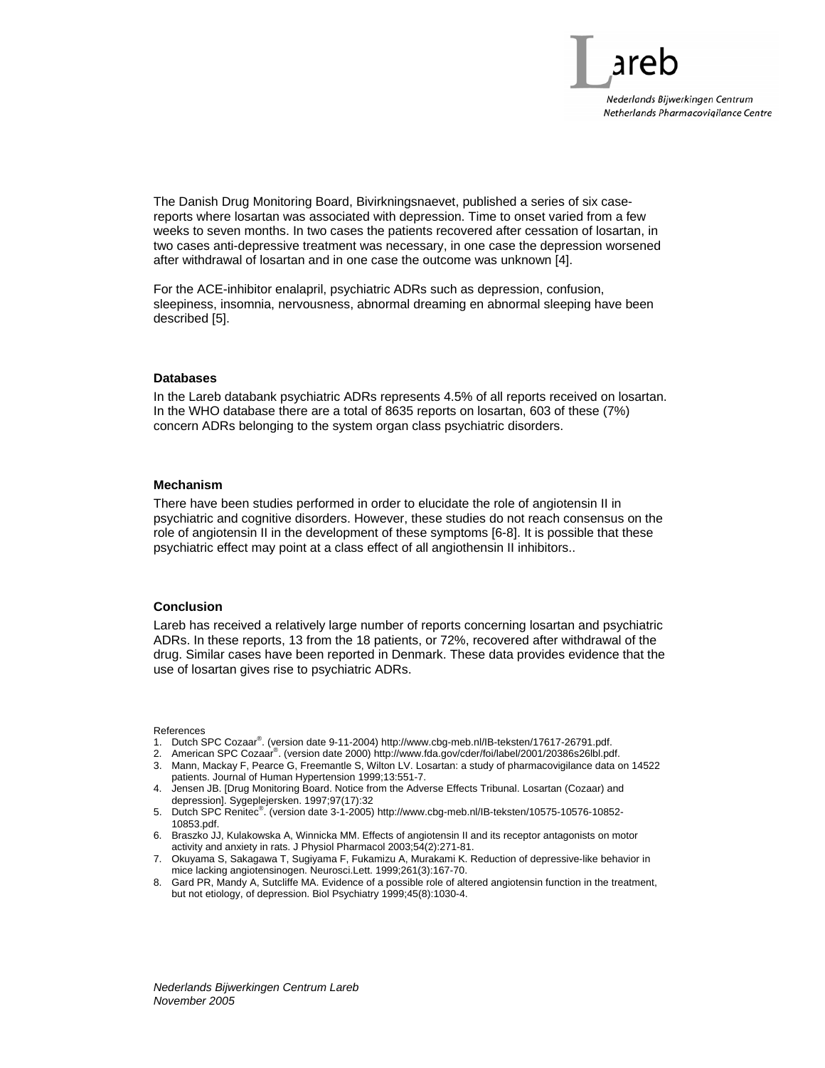The Danish Drug Monitoring Board, Bivirkningsnaevet, published a series of six case-reports where losartan was associated with depression. Time to onset varied from a few weeks to seven months. In two cases the patients recovered after cessation of losartan, in two cases anti-depressive treatment was necessary, in one case the depression worsened after withdrawal of losartan and in one case the outcome was unknown [4].

For the ACE-inhibitor enalapril, psychiatric ADRs such as depression, confusion, sleepiness, insomnia, nervousness, abnormal dreaming en abnormal sleeping have been described [5].

**Databases**

In the Lareb databank psychiatric ADRs represents 4.5% of all reports received on losartan. In the WHO database there are a total of 8635 reports on losartan, 603 of these (7%) concern ADRs belonging to the system organ class psychiatric disorders.

**Mechanism**

There have been studies performed in order to elucidate the role of angiotensin II in psychiatric and cognitive disorders. However, these studies do not reach consensus on the role of angiotensin II in the development of these symptoms [6-8]. It is possible that these psychiatric effect may point at a class effect of all angiothensin II inhibitors..

**Conclusion**

Lareb has received a relatively large number of reports concerning losartan and psychiatric ADRs. In these reports, 13 from the 18 patients, or 72%, recovered after withdrawal of the drug. Similar cases have been reported in Denmark. These data provides evidence that the use of losartan gives rise to psychiatric ADRs.

References

1. Dutch SPC Cozaar®. (version date 9-11-2004) http://www.cbg-meb.nl/IB-teksten/17617-26791.pdf.
2. American SPC Cozaar®. (version date 2000) http://www.fda.gov/cder/foi/label/2001/20386s26lbl.pdf.
3. Mann, Mackay F, Pearce G, Freemantle S, Wilton LV. Losartan: a study of pharmacovigilance data on 14522 patients. Journal of Human Hypertension 1999;13:551-7.
4. Jensen JB. [Drug Monitoring Board. Notice from the Adverse Effects Tribunal. Losartan (Cozaar) and depression]. Sygeplejersken. 1997;97(17):32
5. Dutch SPC Renitec®. (version date 3-1-2005) http://www.cbg-meb.nl/IB-teksten/10575-10576-10852-10853.pdf.
6. Braszko JJ, Kulakowska A, Winnicka MM. Effects of angiotensin II and its receptor antagonists on motor activity and anxiety in rats. J Physiol Pharmacol 2003;54(2):271-81.
7. Okuyama S, Sakagawa T, Sugiyama F, Fukamizu A, Murakami K. Reduction of depressive-like behavior in mice lacking angiotensinogen. Neurosci.Lett. 1999;261(3):167-70.
8. Gard PR, Mandy A, Sutcliffe MA. Evidence of a possible role of altered angiotensin function in the treatment, but not etiology, of depression. Biol Psychiatry 1999;45(8):1030-4.

*Nederlands Bijwerkingen Centrum Lareb*
*November 2005*